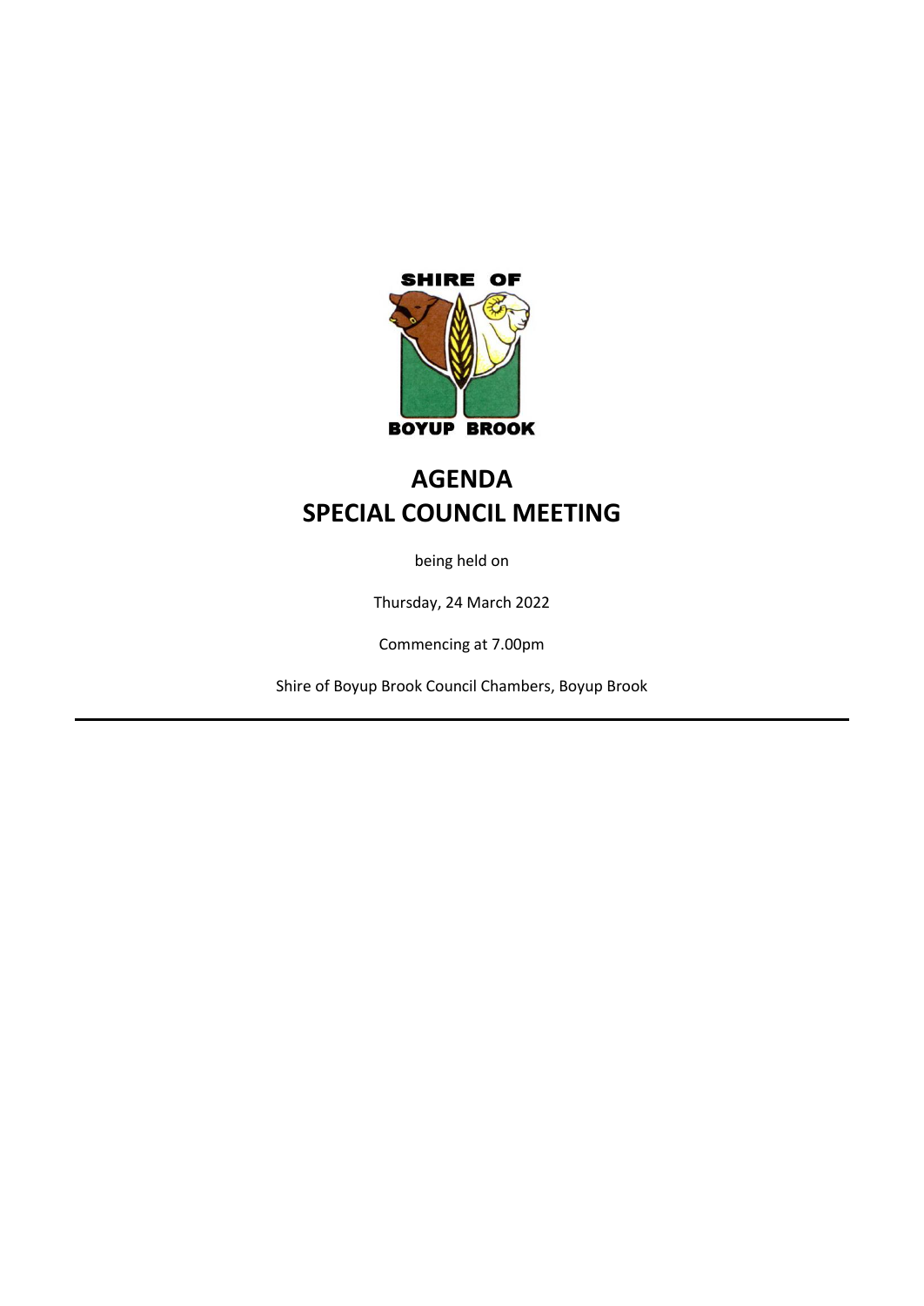SHIRE OF

BOYUP BROOK

# AGENDA
# SPECIAL COUNCIL MEETING

being held on

Thursday, 24 March 2022

Commencing at 7.00pm

Shire of Boyup Brook Council Chambers, Boyup Brook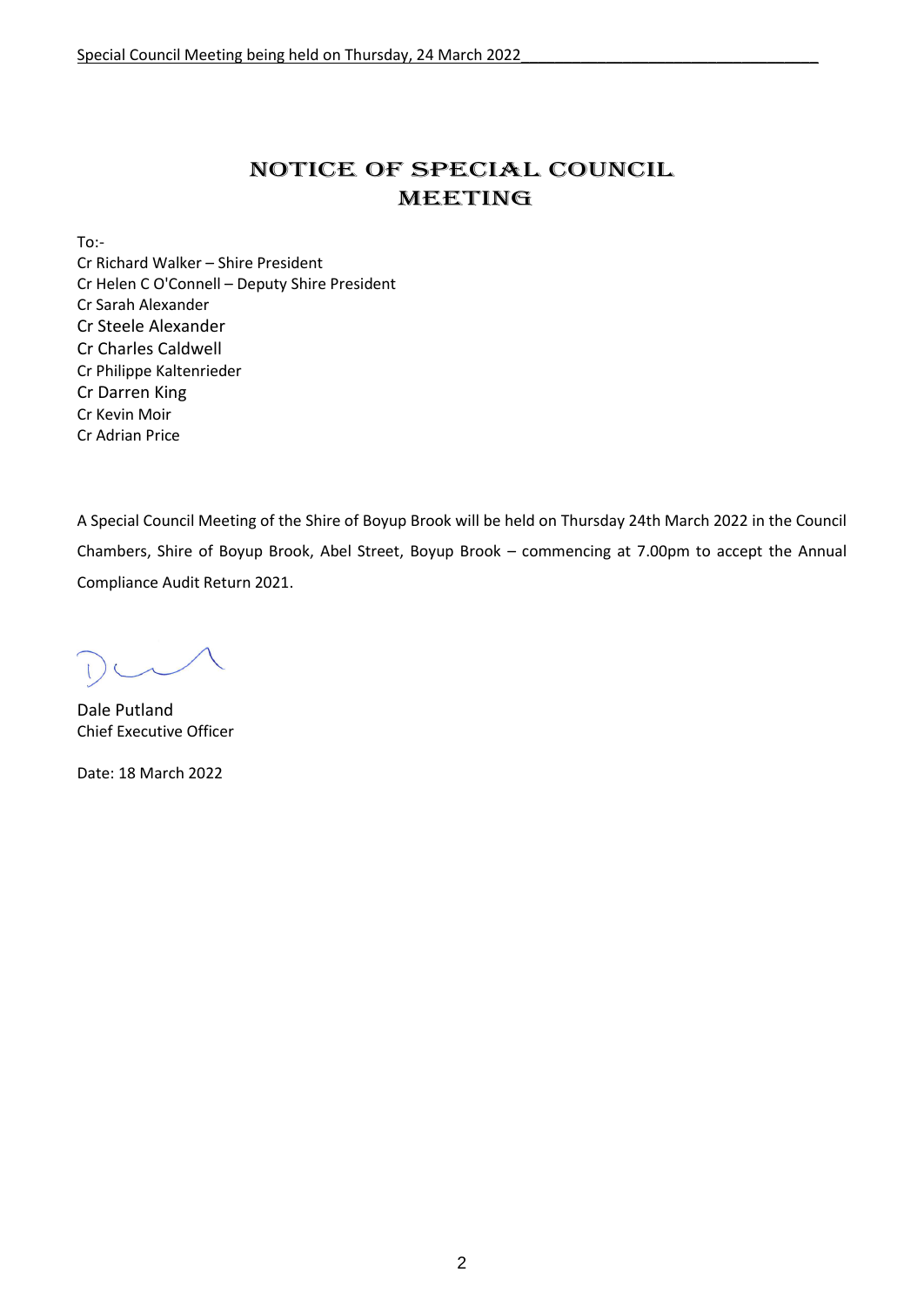# NOTICE OF SPECIAL COUNCIL MEETING

To:-

Cr Richard Walker – Shire President
Cr Helen C O'Connell – Deputy Shire President
Cr Sarah Alexander
Cr Steele Alexander
Cr Charles Caldwell
Cr Philippe Kaltenrieder
Cr Darren King
Cr Kevin Moir
Cr Adrian Price

A Special Council Meeting of the Shire of Boyup Brook will be held on Thursday 24th March 2022 in the Council Chambers, Shire of Boyup Brook, Abel Street, Boyup Brook – commencing at 7.00pm to accept the Annual Compliance Audit Return 2021.

Dale Putland
Chief Executive Officer

Date: 18 March 2022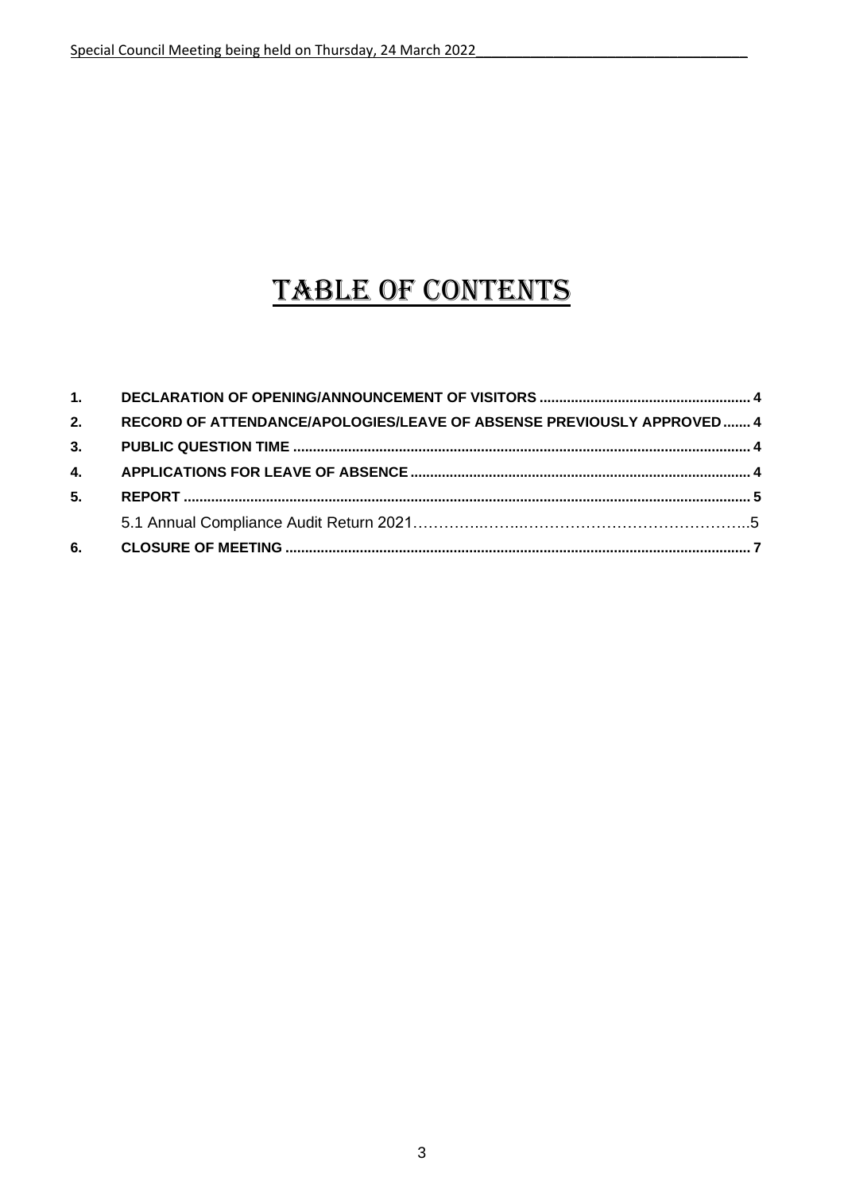# TABLE OF CONTENTS

| | | |
|---|---|---|
| **1.** | **DECLARATION OF OPENING/ANNOUNCEMENT OF VISITORS** | **4** |
| **2.** | **RECORD OF ATTENDANCE/APOLOGIES/LEAVE OF ABSENSE PREVIOUSLY APPROVED** | **4** |
| **3.** | **PUBLIC QUESTION TIME** | **4** |
| **4.** | **APPLICATIONS FOR LEAVE OF ABSENCE** | **4** |
| **5.** | **REPORT** | **5** |
| | 5.1 Annual Compliance Audit Return 2021 | 5 |
| **6.** | **CLOSURE OF MEETING** | **7** |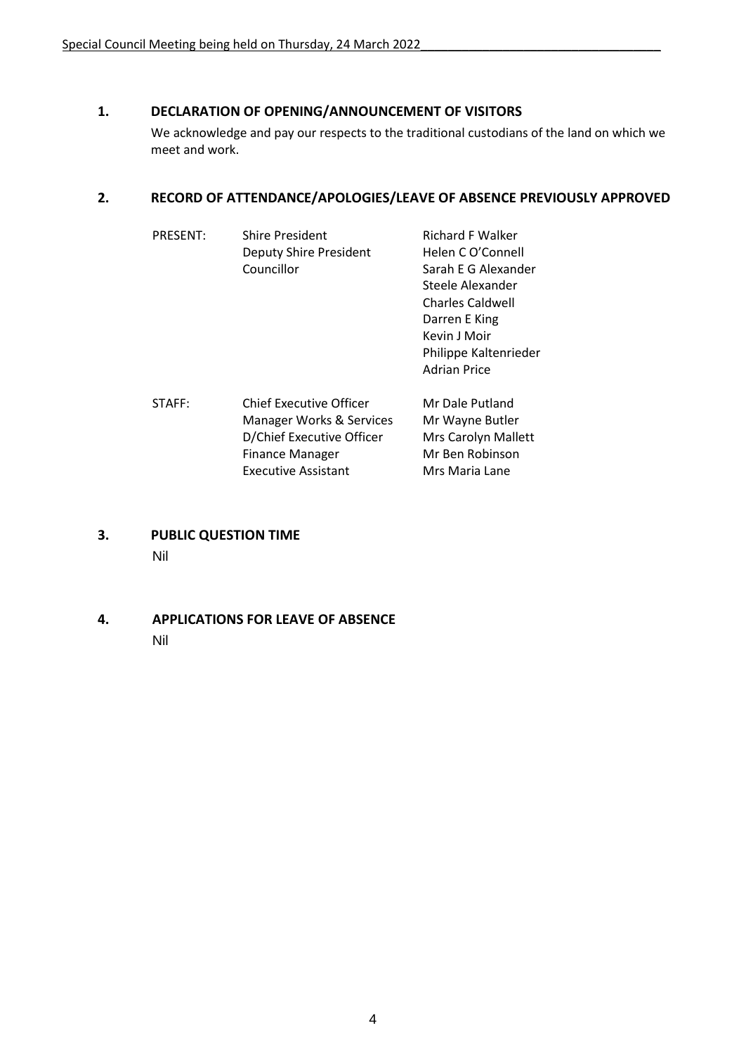## 1. DECLARATION OF OPENING/ANNOUNCEMENT OF VISITORS

We acknowledge and pay our respects to the traditional custodians of the land on which we meet and work.

## 2. RECORD OF ATTENDANCE/APOLOGIES/LEAVE OF ABSENCE PREVIOUSLY APPROVED

| | | |
|---|---|---|
| PRESENT: | Shire President | Richard F Walker |
| | Deputy Shire President | Helen C O'Connell |
| | Councillor | Sarah E G Alexander |
| | | Steele Alexander |
| | | Charles Caldwell |
| | | Darren E King |
| | | Kevin J Moir |
| | | Philippe Kaltenrieder |
| | | Adrian Price |
| STAFF: | Chief Executive Officer | Mr Dale Putland |
| | Manager Works & Services | Mr Wayne Butler |
| | D/Chief Executive Officer | Mrs Carolyn Mallett |
| | Finance Manager | Mr Ben Robinson |
| | Executive Assistant | Mrs Maria Lane |

## 3. PUBLIC QUESTION TIME

Nil

## 4. APPLICATIONS FOR LEAVE OF ABSENCE

Nil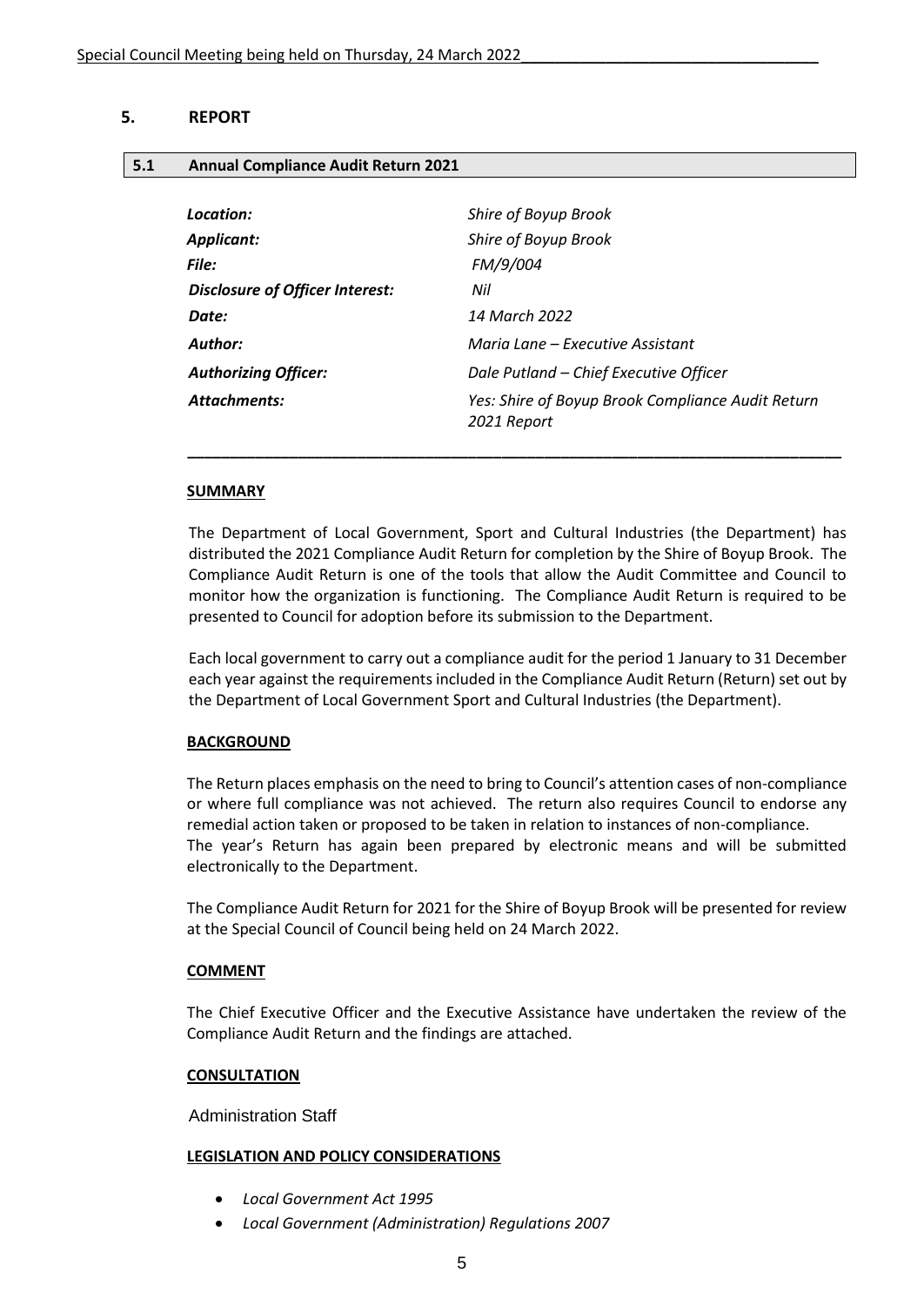## 5. REPORT

### 5.1 Annual Compliance Audit Return 2021

| | |
|---|---|
| ***Location:*** | *Shire of Boyup Brook* |
| ***Applicant:*** | *Shire of Boyup Brook* |
| ***File:*** | *FM/9/004* |
| ***Disclosure of Officer Interest:*** | *Nil* |
| ***Date:*** | *14 March 2022* |
| ***Author:*** | *Maria Lane – Executive Assistant* |
| ***Authorizing Officer:*** | *Dale Putland – Chief Executive Officer* |
| ***Attachments:*** | *Yes: Shire of Boyup Brook Compliance Audit Return 2021 Report* |

**SUMMARY**

The Department of Local Government, Sport and Cultural Industries (the Department) has distributed the 2021 Compliance Audit Return for completion by the Shire of Boyup Brook. The Compliance Audit Return is one of the tools that allow the Audit Committee and Council to monitor how the organization is functioning. The Compliance Audit Return is required to be presented to Council for adoption before its submission to the Department.

Each local government to carry out a compliance audit for the period 1 January to 31 December each year against the requirements included in the Compliance Audit Return (Return) set out by the Department of Local Government Sport and Cultural Industries (the Department).

**BACKGROUND**

The Return places emphasis on the need to bring to Council's attention cases of non-compliance or where full compliance was not achieved. The return also requires Council to endorse any remedial action taken or proposed to be taken in relation to instances of non-compliance.
The year's Return has again been prepared by electronic means and will be submitted electronically to the Department.

The Compliance Audit Return for 2021 for the Shire of Boyup Brook will be presented for review at the Special Council of Council being held on 24 March 2022.

**COMMENT**

The Chief Executive Officer and the Executive Assistance have undertaken the review of the Compliance Audit Return and the findings are attached.

**CONSULTATION**

Administration Staff

**LEGISLATION AND POLICY CONSIDERATIONS**

- *Local Government Act 1995*
- *Local Government (Administration) Regulations 2007*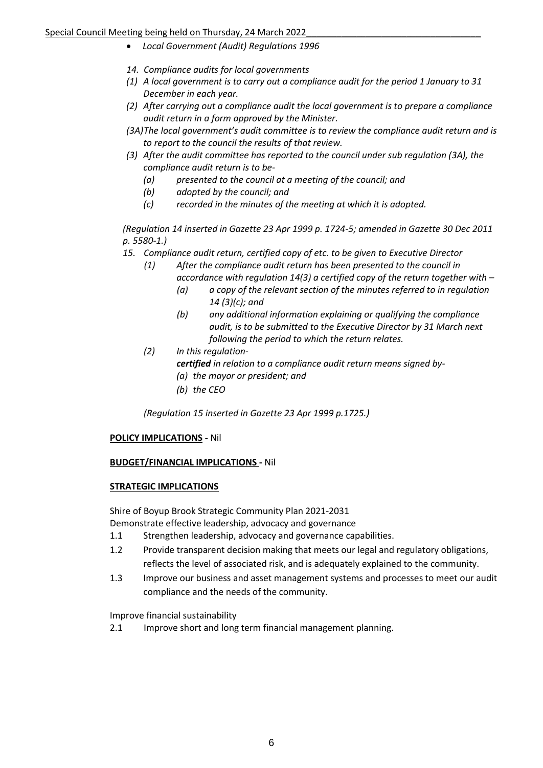- *Local Government (Audit) Regulations 1996*

*14. Compliance audits for local governments*

*(1) A local government is to carry out a compliance audit for the period 1 January to 31 December in each year.*

*(2) After carrying out a compliance audit the local government is to prepare a compliance audit return in a form approved by the Minister.*

*(3A) The local government's audit committee is to review the compliance audit return and is to report to the council the results of that review.*

*(3) After the audit committee has reported to the council under sub regulation (3A), the compliance audit return is to be-*

*(a) presented to the council at a meeting of the council; and*

*(b) adopted by the council; and*

*(c) recorded in the minutes of the meeting at which it is adopted.*

*(Regulation 14 inserted in Gazette 23 Apr 1999 p. 1724-5; amended in Gazette 30 Dec 2011 p. 5580-1.)*

*15. Compliance audit return, certified copy of etc. to be given to Executive Director*

*(1) After the compliance audit return has been presented to the council in accordance with regulation 14(3) a certified copy of the return together with –*

*(a) a copy of the relevant section of the minutes referred to in regulation 14 (3)(c); and*

*(b) any additional information explaining or qualifying the compliance audit, is to be submitted to the Executive Director by 31 March next following the period to which the return relates.*

*(2) In this regulation-*

***certified** in relation to a compliance audit return means signed by-*

*(a) the mayor or president; and*

*(b) the CEO*

*(Regulation 15 inserted in Gazette 23 Apr 1999 p.1725.)*

**POLICY IMPLICATIONS -** Nil

**BUDGET/FINANCIAL IMPLICATIONS -** Nil

**STRATEGIC IMPLICATIONS**

Shire of Boyup Brook Strategic Community Plan 2021-2031

Demonstrate effective leadership, advocacy and governance

1.1 Strengthen leadership, advocacy and governance capabilities.

1.2 Provide transparent decision making that meets our legal and regulatory obligations, reflects the level of associated risk, and is adequately explained to the community.

1.3 Improve our business and asset management systems and processes to meet our audit compliance and the needs of the community.

Improve financial sustainability

2.1 Improve short and long term financial management planning.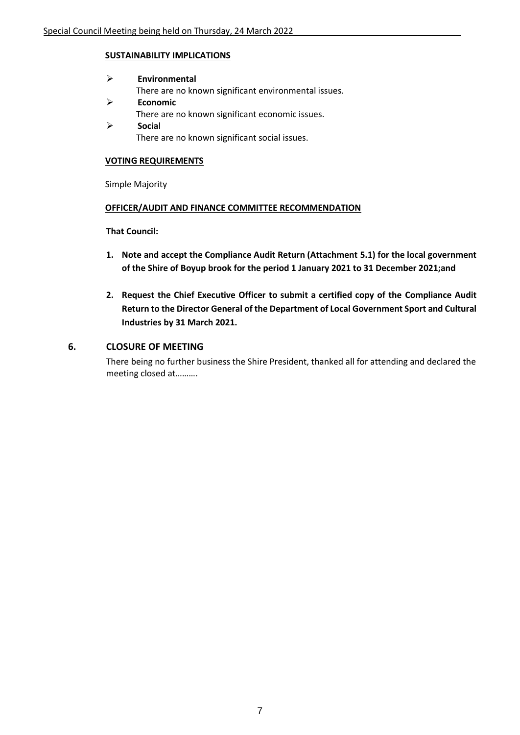**SUSTAINABILITY IMPLICATIONS**

- **Environmental**
  There are no known significant environmental issues.
- **Economic**
  There are no known significant economic issues.
- **Social**
  There are no known significant social issues.

**VOTING REQUIREMENTS**

Simple Majority

**OFFICER/AUDIT AND FINANCE COMMITTEE RECOMMENDATION**

**That Council:**

1. **Note and accept the Compliance Audit Return (Attachment 5.1) for the local government of the Shire of Boyup brook for the period 1 January 2021 to 31 December 2021;and**

2. **Request the Chief Executive Officer to submit a certified copy of the Compliance Audit Return to the Director General of the Department of Local Government Sport and Cultural Industries by 31 March 2021.**

## 6. CLOSURE OF MEETING

There being no further business the Shire President, thanked all for attending and declared the meeting closed at……….